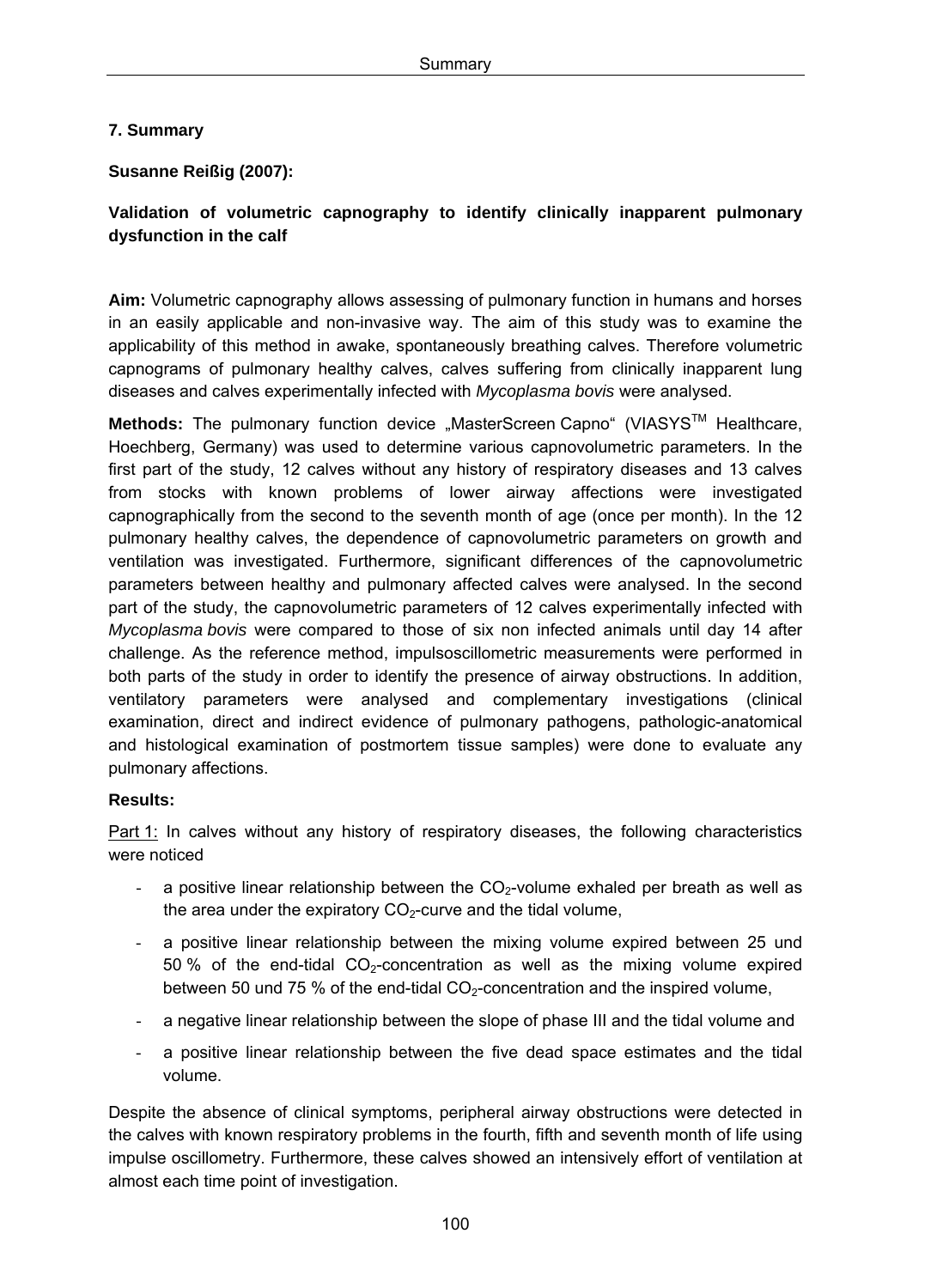## 7. Summary

**Susanne Reißig (2007):**

**Validation of volumetric capnography to identify clinically inapparent pulmonary dysfunction in the calf**

**Aim:** Volumetric capnography allows assessing of pulmonary function in humans and horses in an easily applicable and non-invasive way. The aim of this study was to examine the applicability of this method in awake, spontaneously breathing calves. Therefore volumetric capnograms of pulmonary healthy calves, calves suffering from clinically inapparent lung diseases and calves experimentally infected with *Mycoplasma bovis* were analysed.

**Methods:** The pulmonary function device „MasterScreen Capno" (VIASYS™ Healthcare, Hoechberg, Germany) was used to determine various capnovolumetric parameters. In the first part of the study, 12 calves without any history of respiratory diseases and 13 calves from stocks with known problems of lower airway affections were investigated capnographically from the second to the seventh month of age (once per month). In the 12 pulmonary healthy calves, the dependence of capnovolumetric parameters on growth and ventilation was investigated. Furthermore, significant differences of the capnovolumetric parameters between healthy and pulmonary affected calves were analysed. In the second part of the study, the capnovolumetric parameters of 12 calves experimentally infected with *Mycoplasma bovis* were compared to those of six non infected animals until day 14 after challenge. As the reference method, impulsoscillometric measurements were performed in both parts of the study in order to identify the presence of airway obstructions. In addition, ventilatory parameters were analysed and complementary investigations (clinical examination, direct and indirect evidence of pulmonary pathogens, pathologic-anatomical and histological examination of postmortem tissue samples) were done to evaluate any pulmonary affections.

**Results:**

Part 1: In calves without any history of respiratory diseases, the following characteristics were noticed

- a positive linear relationship between the $CO_2$-volume exhaled per breath as well as the area under the expiratory $CO_2$-curve and the tidal volume,
- a positive linear relationship between the mixing volume expired between 25 und 50 % of the end-tidal $CO_2$-concentration as well as the mixing volume expired between 50 und 75 % of the end-tidal $CO_2$-concentration and the inspired volume,
- a negative linear relationship between the slope of phase III and the tidal volume and
- a positive linear relationship between the five dead space estimates and the tidal volume.

Despite the absence of clinical symptoms, peripheral airway obstructions were detected in the calves with known respiratory problems in the fourth, fifth and seventh month of life using impulse oscillometry. Furthermore, these calves showed an intensively effort of ventilation at almost each time point of investigation.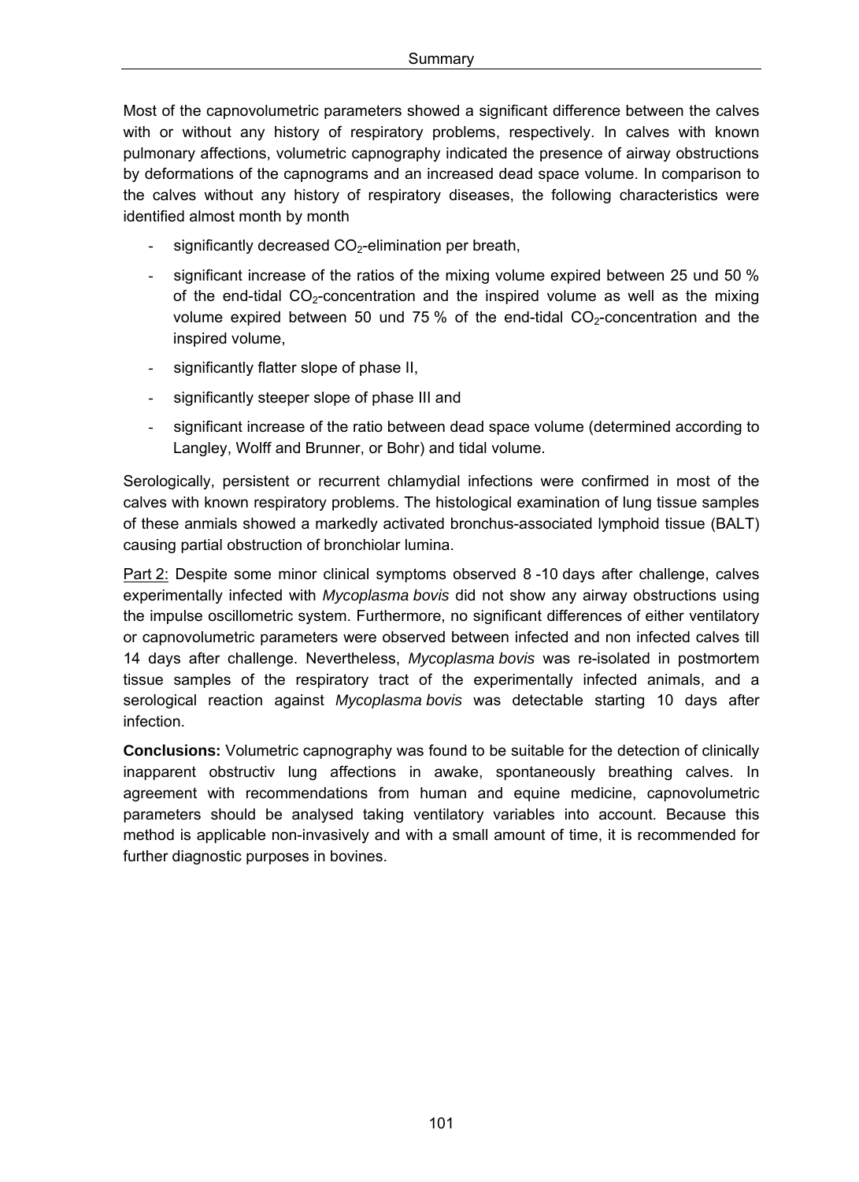Most of the capnovolumetric parameters showed a significant difference between the calves with or without any history of respiratory problems, respectively. In calves with known pulmonary affections, volumetric capnography indicated the presence of airway obstructions by deformations of the capnograms and an increased dead space volume. In comparison to the calves without any history of respiratory diseases, the following characteristics were identified almost month by month

- significantly decreased $CO_2$-elimination per breath,
- significant increase of the ratios of the mixing volume expired between 25 und 50 % of the end-tidal $CO_2$-concentration and the inspired volume as well as the mixing volume expired between 50 und 75 % of the end-tidal $CO_2$-concentration and the inspired volume,
- significantly flatter slope of phase II,
- significantly steeper slope of phase III and
- significant increase of the ratio between dead space volume (determined according to Langley, Wolff and Brunner, or Bohr) and tidal volume.

Serologically, persistent or recurrent chlamydial infections were confirmed in most of the calves with known respiratory problems. The histological examination of lung tissue samples of these anmials showed a markedly activated bronchus-associated lymphoid tissue (BALT) causing partial obstruction of bronchiolar lumina.

Part 2: Despite some minor clinical symptoms observed 8 -10 days after challenge, calves experimentally infected with *Mycoplasma bovis* did not show any airway obstructions using the impulse oscillometric system. Furthermore, no significant differences of either ventilatory or capnovolumetric parameters were observed between infected and non infected calves till 14 days after challenge. Nevertheless, *Mycoplasma bovis* was re-isolated in postmortem tissue samples of the respiratory tract of the experimentally infected animals, and a serological reaction against *Mycoplasma bovis* was detectable starting 10 days after infection.

**Conclusions:** Volumetric capnography was found to be suitable for the detection of clinically inapparent obstructiv lung affections in awake, spontaneously breathing calves. In agreement with recommendations from human and equine medicine, capnovolumetric parameters should be analysed taking ventilatory variables into account. Because this method is applicable non-invasively and with a small amount of time, it is recommended for further diagnostic purposes in bovines.